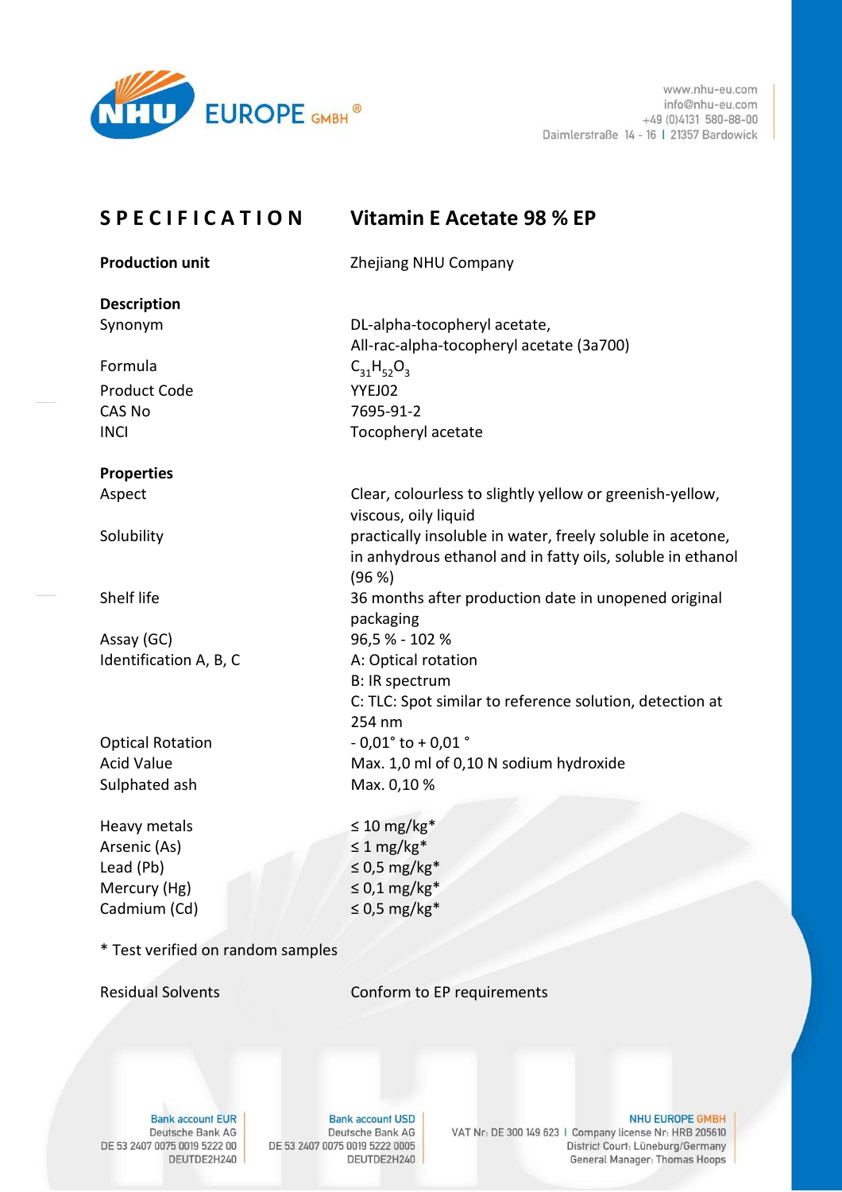# SPECIFICATION — Vitamin E Acetate 98 % EP

**Production unit** Zhejiang NHU Company

**Description**

| | |
|---|---|
| Synonym | DL-alpha-tocopheryl acetate, All-rac-alpha-tocopheryl acetate (3a700) |
| Formula | $C_{31}H_{52}O_3$ |
| Product Code | YYEJ02 |
| CAS No | 7695-91-2 |
| INCI | Tocopheryl acetate |

**Properties**

| | |
|---|---|
| Aspect | Clear, colourless to slightly yellow or greenish-yellow, viscous, oily liquid |
| Solubility | practically insoluble in water, freely soluble in acetone, in anhydrous ethanol and in fatty oils, soluble in ethanol (96 %) |
| Shelf life | 36 months after production date in unopened original packaging |
| Assay (GC) | 96,5 % - 102 % |
| Identification A, B, C | A: Optical rotation<br>B: IR spectrum<br>C: TLC: Spot similar to reference solution, detection at 254 nm |
| Optical Rotation | - 0,01° to + 0,01 ° |
| Acid Value | Max. 1,0 ml of 0,10 N sodium hydroxide |
| Sulphated ash | Max. 0,10 % |
| Heavy metals | ≤ 10 mg/kg* |
| Arsenic (As) | ≤ 1 mg/kg* |
| Lead (Pb) | ≤ 0,5 mg/kg* |
| Mercury (Hg) | ≤ 0,1 mg/kg* |
| Cadmium (Cd) | ≤ 0,5 mg/kg* |

* Test verified on random samples

| | |
|---|---|
| Residual Solvents | Conform to EP requirements |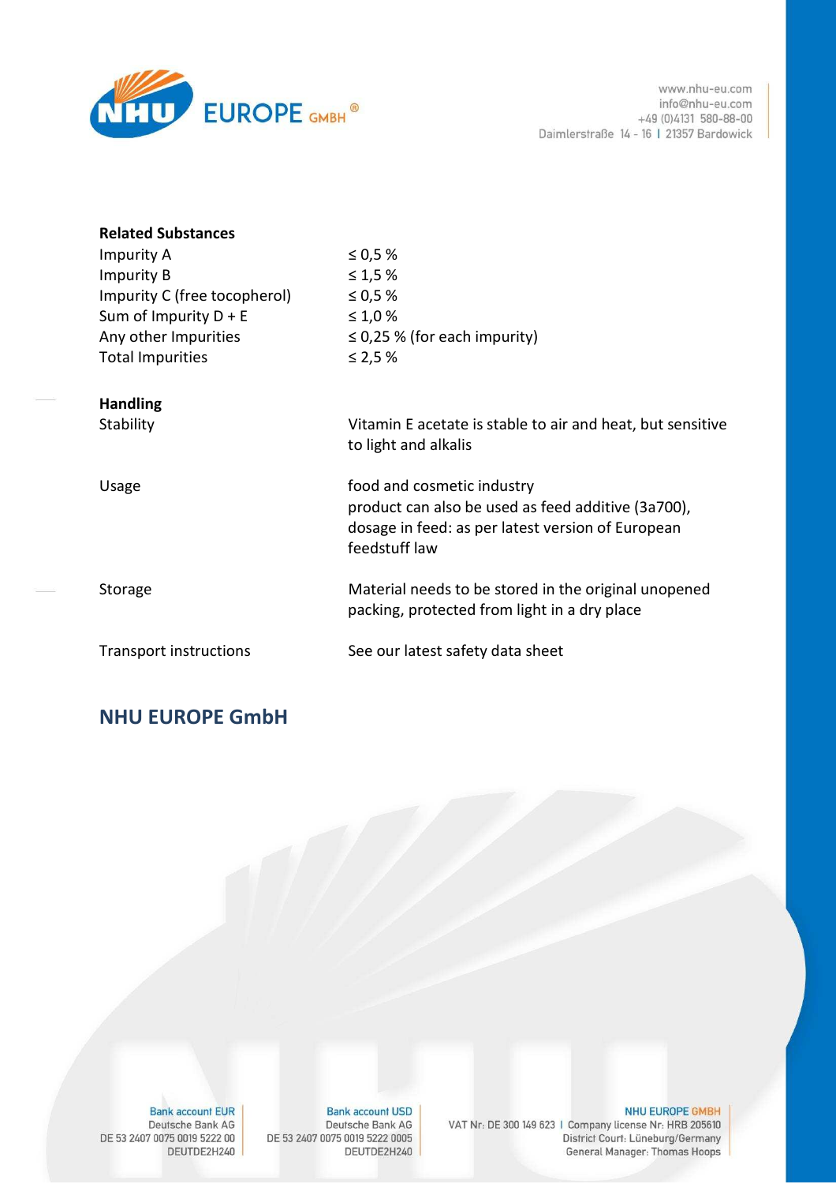**Related Substances**

| | |
|---|---|
| Impurity A | ≤ 0,5 % |
| Impurity B | ≤ 1,5 % |
| Impurity C (free tocopherol) | ≤ 0,5 % |
| Sum of Impurity D + E | ≤ 1,0 % |
| Any other Impurities | ≤ 0,25 % (for each impurity) |
| Total Impurities | ≤ 2,5 % |

**Handling**

| | |
|---|---|
| Stability | Vitamin E acetate is stable to air and heat, but sensitive to light and alkalis |
| Usage | food and cosmetic industry<br>product can also be used as feed additive (3a700), dosage in feed: as per latest version of European feedstuff law |
| Storage | Material needs to be stored in the original unopened packing, protected from light in a dry place |
| Transport instructions | See our latest safety data sheet |

## NHU EUROPE GmbH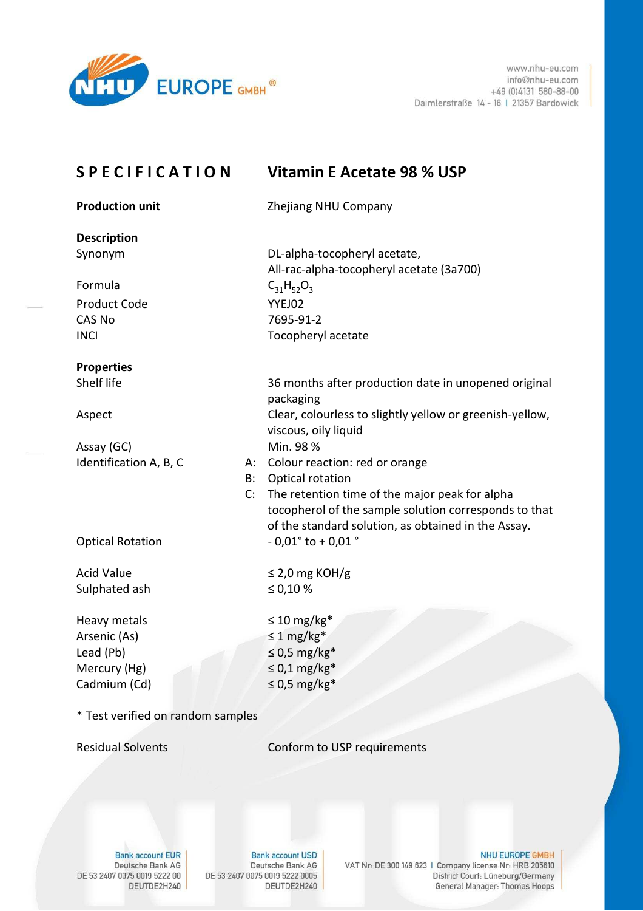# SPECIFICATION — Vitamin E Acetate 98 % USP

**Production unit** Zhejiang NHU Company

**Description**

| | |
|---|---|
| Synonym | DL-alpha-tocopheryl acetate, All-rac-alpha-tocopheryl acetate (3a700) |
| Formula | $C_{31}H_{52}O_3$ |
| Product Code | YYEJ02 |
| CAS No | 7695-91-2 |
| INCI | Tocopheryl acetate |

**Properties**

| | |
|---|---|
| Shelf life | 36 months after production date in unopened original packaging |
| Aspect | Clear, colourless to slightly yellow or greenish-yellow, viscous, oily liquid |
| Assay (GC) | Min. 98 % |
| Identification A, B, C | A: Colour reaction: red or orange<br>B: Optical rotation<br>C: The retention time of the major peak for alpha tocopherol of the sample solution corresponds to that of the standard solution, as obtained in the Assay. |
| Optical Rotation | - 0,01° to + 0,01 ° |
| Acid Value | ≤ 2,0 mg KOH/g |
| Sulphated ash | ≤ 0,10 % |
| Heavy metals | ≤ 10 mg/kg* |
| Arsenic (As) | ≤ 1 mg/kg* |
| Lead (Pb) | ≤ 0,5 mg/kg* |
| Mercury (Hg) | ≤ 0,1 mg/kg* |
| Cadmium (Cd) | ≤ 0,5 mg/kg* |

* Test verified on random samples

| | |
|---|---|
| Residual Solvents | Conform to USP requirements |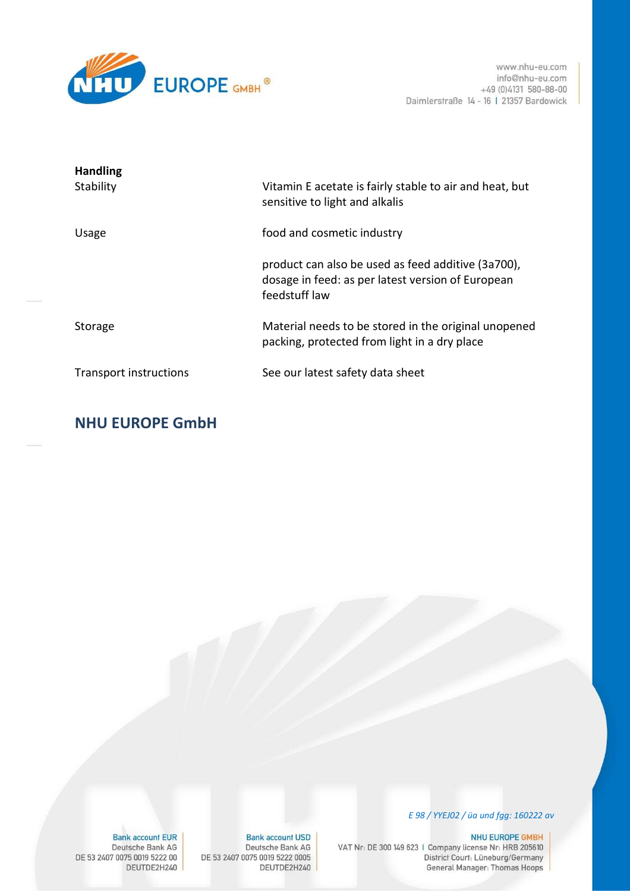**Handling**

| | |
|---|---|
| Stability | Vitamin E acetate is fairly stable to air and heat, but sensitive to light and alkalis |
| Usage | food and cosmetic industry<br><br>product can also be used as feed additive (3a700), dosage in feed: as per latest version of European feedstuff law |
| Storage | Material needs to be stored in the original unopened packing, protected from light in a dry place |
| Transport instructions | See our latest safety data sheet |

## NHU EUROPE GmbH

*E 98 / YYEJ02 / üa und fgg: 160222 av*